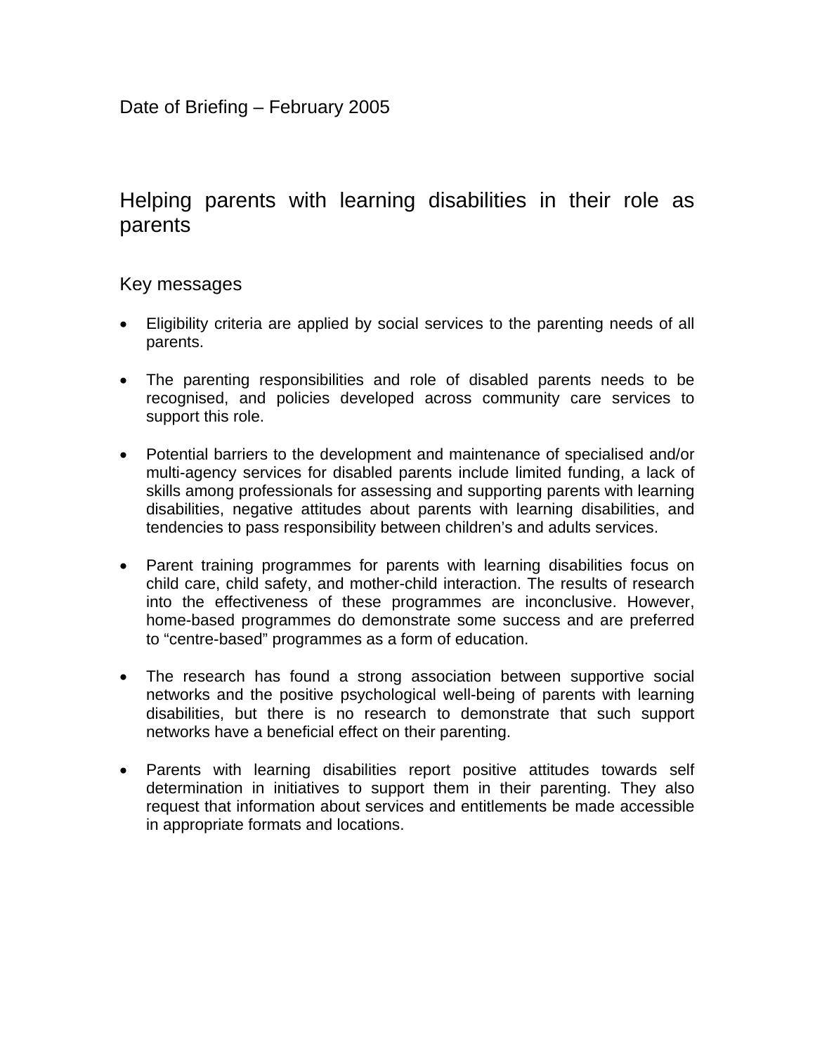Date of Briefing – February 2005

# Helping parents with learning disabilities in their role as parents

## Key messages

- Eligibility criteria are applied by social services to the parenting needs of all parents.

- The parenting responsibilities and role of disabled parents needs to be recognised, and policies developed across community care services to support this role.

- Potential barriers to the development and maintenance of specialised and/or multi-agency services for disabled parents include limited funding, a lack of skills among professionals for assessing and supporting parents with learning disabilities, negative attitudes about parents with learning disabilities, and tendencies to pass responsibility between children's and adults services.

- Parent training programmes for parents with learning disabilities focus on child care, child safety, and mother-child interaction. The results of research into the effectiveness of these programmes are inconclusive. However, home-based programmes do demonstrate some success and are preferred to "centre-based" programmes as a form of education.

- The research has found a strong association between supportive social networks and the positive psychological well-being of parents with learning disabilities, but there is no research to demonstrate that such support networks have a beneficial effect on their parenting.

- Parents with learning disabilities report positive attitudes towards self determination in initiatives to support them in their parenting. They also request that information about services and entitlements be made accessible in appropriate formats and locations.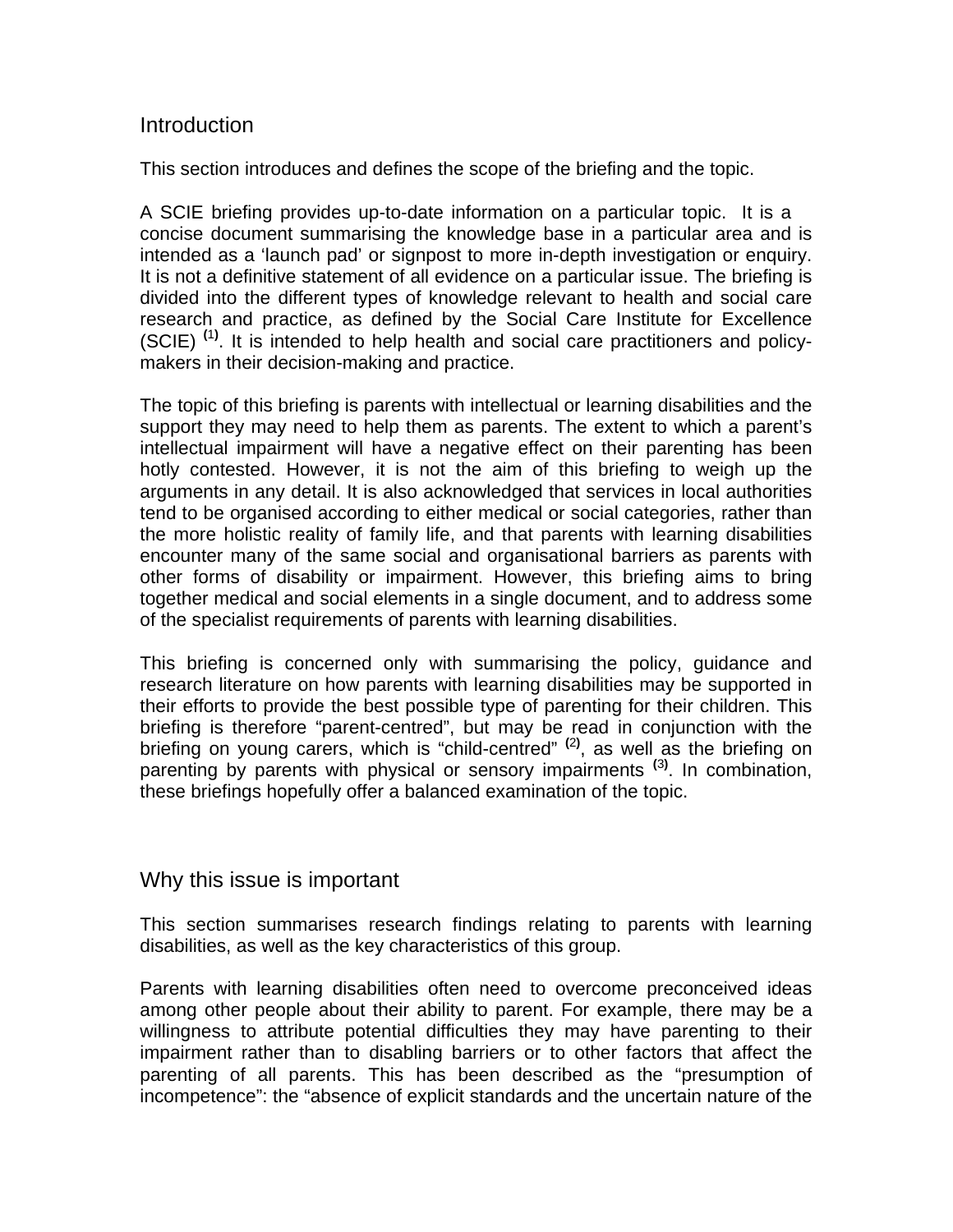## Introduction

This section introduces and defines the scope of the briefing and the topic.

A SCIE briefing provides up-to-date information on a particular topic. It is a concise document summarising the knowledge base in a particular area and is intended as a 'launch pad' or signpost to more in-depth investigation or enquiry. It is not a definitive statement of all evidence on a particular issue. The briefing is divided into the different types of knowledge relevant to health and social care research and practice, as defined by the Social Care Institute for Excellence (SCIE) [(1)]. It is intended to help health and social care practitioners and policy-makers in their decision-making and practice.

The topic of this briefing is parents with intellectual or learning disabilities and the support they may need to help them as parents. The extent to which a parent's intellectual impairment will have a negative effect on their parenting has been hotly contested. However, it is not the aim of this briefing to weigh up the arguments in any detail. It is also acknowledged that services in local authorities tend to be organised according to either medical or social categories, rather than the more holistic reality of family life, and that parents with learning disabilities encounter many of the same social and organisational barriers as parents with other forms of disability or impairment. However, this briefing aims to bring together medical and social elements in a single document, and to address some of the specialist requirements of parents with learning disabilities.

This briefing is concerned only with summarising the policy, guidance and research literature on how parents with learning disabilities may be supported in their efforts to provide the best possible type of parenting for their children. This briefing is therefore "parent-centred", but may be read in conjunction with the briefing on young carers, which is "child-centred" [(2)], as well as the briefing on parenting by parents with physical or sensory impairments [(3)]. In combination, these briefings hopefully offer a balanced examination of the topic.

## Why this issue is important

This section summarises research findings relating to parents with learning disabilities, as well as the key characteristics of this group.

Parents with learning disabilities often need to overcome preconceived ideas among other people about their ability to parent. For example, there may be a willingness to attribute potential difficulties they may have parenting to their impairment rather than to disabling barriers or to other factors that affect the parenting of all parents. This has been described as the "presumption of incompetence": the "absence of explicit standards and the uncertain nature of the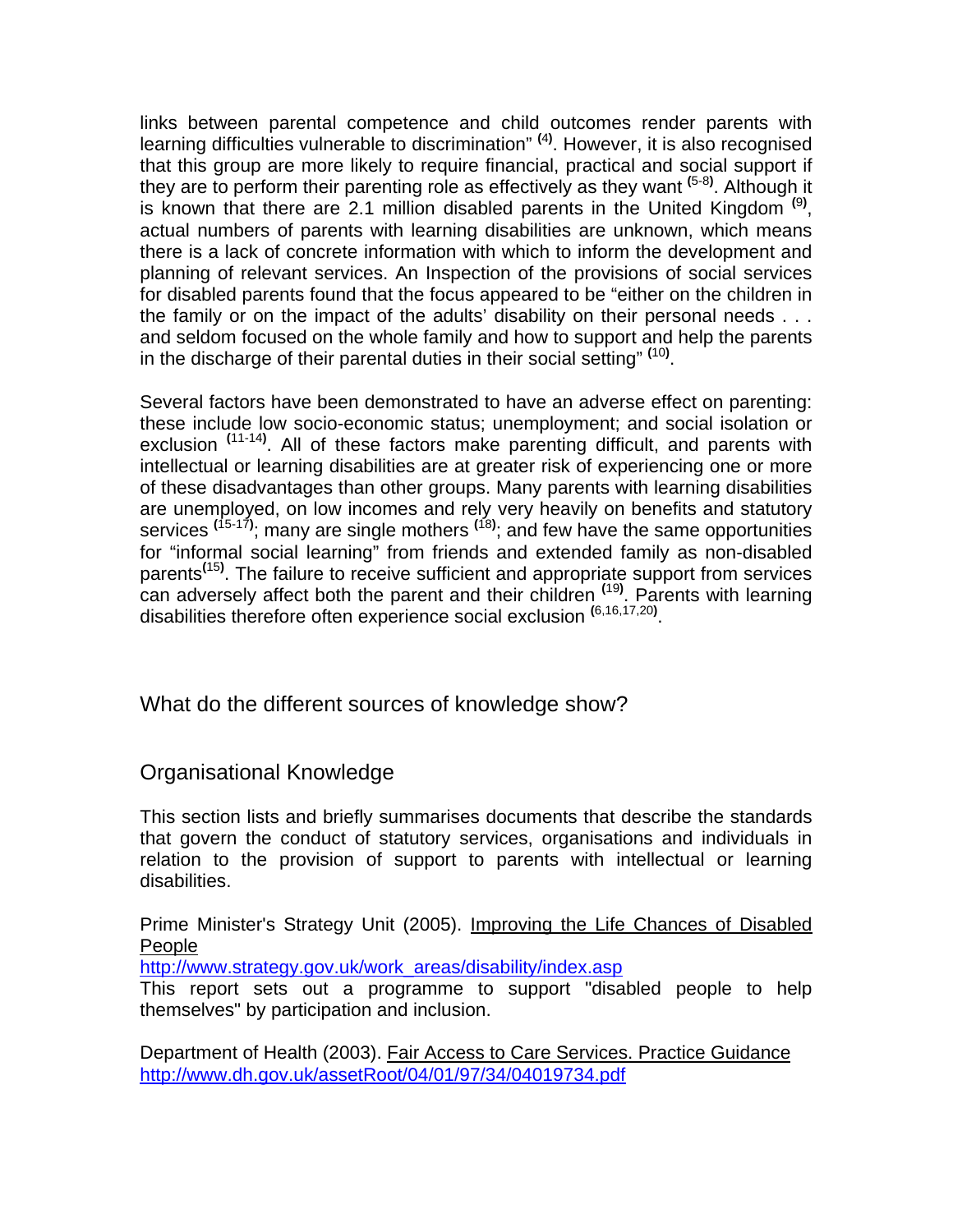links between parental competence and child outcomes render parents with learning difficulties vulnerable to discrimination" [4]. However, it is also recognised that this group are more likely to require financial, practical and social support if they are to perform their parenting role as effectively as they want [5-8]. Although it is known that there are 2.1 million disabled parents in the United Kingdom [9], actual numbers of parents with learning disabilities are unknown, which means there is a lack of concrete information with which to inform the development and planning of relevant services. An Inspection of the provisions of social services for disabled parents found that the focus appeared to be "either on the children in the family or on the impact of the adults' disability on their personal needs . . . and seldom focused on the whole family and how to support and help the parents in the discharge of their parental duties in their social setting" [10].

Several factors have been demonstrated to have an adverse effect on parenting: these include low socio-economic status; unemployment; and social isolation or exclusion [11-14]. All of these factors make parenting difficult, and parents with intellectual or learning disabilities are at greater risk of experiencing one or more of these disadvantages than other groups. Many parents with learning disabilities are unemployed, on low incomes and rely very heavily on benefits and statutory services [15-17]; many are single mothers [18]; and few have the same opportunities for "informal social learning" from friends and extended family as non-disabled parents[15]. The failure to receive sufficient and appropriate support from services can adversely affect both the parent and their children [19]. Parents with learning disabilities therefore often experience social exclusion [6,16,17,20].

## What do the different sources of knowledge show?

### Organisational Knowledge

This section lists and briefly summarises documents that describe the standards that govern the conduct of statutory services, organisations and individuals in relation to the provision of support to parents with intellectual or learning disabilities.

Prime Minister's Strategy Unit (2005). Improving the Life Chances of Disabled People
http://www.strategy.gov.uk/work_areas/disability/index.asp
This report sets out a programme to support "disabled people to help themselves" by participation and inclusion.

Department of Health (2003). Fair Access to Care Services. Practice Guidance
http://www.dh.gov.uk/assetRoot/04/01/97/34/04019734.pdf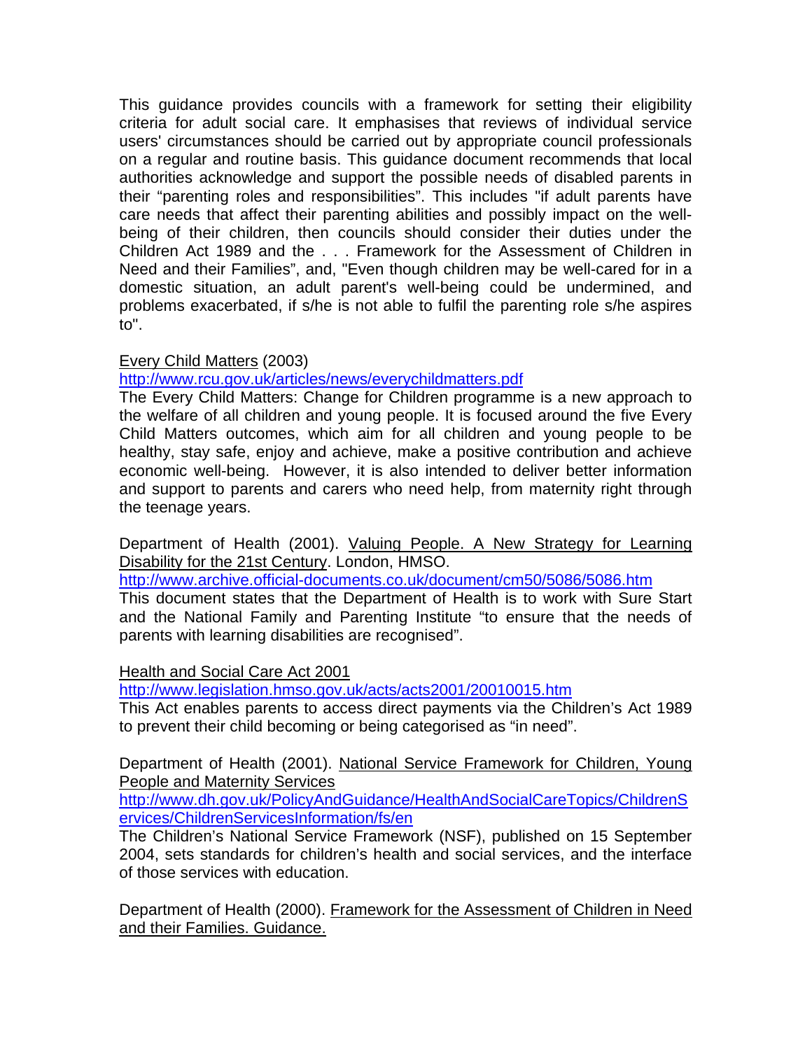This guidance provides councils with a framework for setting their eligibility criteria for adult social care. It emphasises that reviews of individual service users' circumstances should be carried out by appropriate council professionals on a regular and routine basis. This guidance document recommends that local authorities acknowledge and support the possible needs of disabled parents in their "parenting roles and responsibilities". This includes "if adult parents have care needs that affect their parenting abilities and possibly impact on the well-being of their children, then councils should consider their duties under the Children Act 1989 and the . . . Framework for the Assessment of Children in Need and their Families", and, "Even though children may be well-cared for in a domestic situation, an adult parent's well-being could be undermined, and problems exacerbated, if s/he is not able to fulfil the parenting role s/he aspires to".

Every Child Matters (2003)
http://www.rcu.gov.uk/articles/news/everychildmatters.pdf
The Every Child Matters: Change for Children programme is a new approach to the welfare of all children and young people. It is focused around the five Every Child Matters outcomes, which aim for all children and young people to be healthy, stay safe, enjoy and achieve, make a positive contribution and achieve economic well-being. However, it is also intended to deliver better information and support to parents and carers who need help, from maternity right through the teenage years.

Department of Health (2001). Valuing People. A New Strategy for Learning Disability for the 21st Century. London, HMSO.
http://www.archive.official-documents.co.uk/document/cm50/5086/5086.htm
This document states that the Department of Health is to work with Sure Start and the National Family and Parenting Institute "to ensure that the needs of parents with learning disabilities are recognised".

Health and Social Care Act 2001
http://www.legislation.hmso.gov.uk/acts/acts2001/20010015.htm
This Act enables parents to access direct payments via the Children's Act 1989 to prevent their child becoming or being categorised as "in need".

Department of Health (2001). National Service Framework for Children, Young People and Maternity Services
http://www.dh.gov.uk/PolicyAndGuidance/HealthAndSocialCareTopics/ChildrenServices/ChildrenServicesInformation/fs/en
The Children's National Service Framework (NSF), published on 15 September 2004, sets standards for children's health and social services, and the interface of those services with education.

Department of Health (2000). Framework for the Assessment of Children in Need and their Families. Guidance.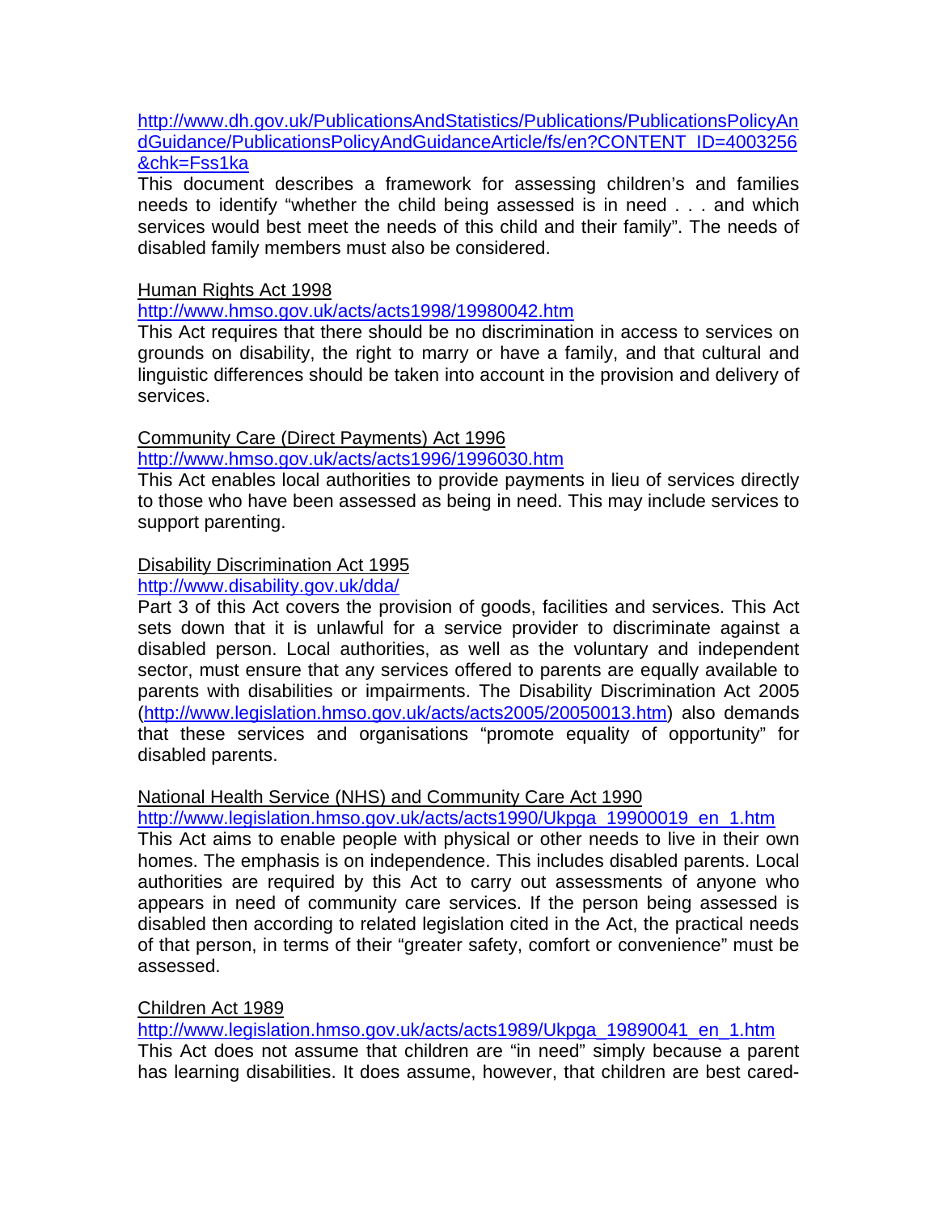http://www.dh.gov.uk/PublicationsAndStatistics/Publications/PublicationsPolicyAndGuidance/PublicationsPolicyAndGuidanceArticle/fs/en?CONTENT_ID=4003256&chk=Fss1ka

This document describes a framework for assessing children's and families needs to identify "whether the child being assessed is in need . . . and which services would best meet the needs of this child and their family". The needs of disabled family members must also be considered.

Human Rights Act 1998

http://www.hmso.gov.uk/acts/acts1998/19980042.htm

This Act requires that there should be no discrimination in access to services on grounds on disability, the right to marry or have a family, and that cultural and linguistic differences should be taken into account in the provision and delivery of services.

Community Care (Direct Payments) Act 1996

http://www.hmso.gov.uk/acts/acts1996/1996030.htm

This Act enables local authorities to provide payments in lieu of services directly to those who have been assessed as being in need. This may include services to support parenting.

Disability Discrimination Act 1995

http://www.disability.gov.uk/dda/

Part 3 of this Act covers the provision of goods, facilities and services. This Act sets down that it is unlawful for a service provider to discriminate against a disabled person. Local authorities, as well as the voluntary and independent sector, must ensure that any services offered to parents are equally available to parents with disabilities or impairments. The Disability Discrimination Act 2005 (http://www.legislation.hmso.gov.uk/acts/acts2005/20050013.htm) also demands that these services and organisations "promote equality of opportunity" for disabled parents.

National Health Service (NHS) and Community Care Act 1990

http://www.legislation.hmso.gov.uk/acts/acts1990/Ukpga_19900019_en_1.htm

This Act aims to enable people with physical or other needs to live in their own homes. The emphasis is on independence. This includes disabled parents. Local authorities are required by this Act to carry out assessments of anyone who appears in need of community care services. If the person being assessed is disabled then according to related legislation cited in the Act, the practical needs of that person, in terms of their "greater safety, comfort or convenience" must be assessed.

Children Act 1989

http://www.legislation.hmso.gov.uk/acts/acts1989/Ukpga_19890041_en_1.htm

This Act does not assume that children are "in need" simply because a parent has learning disabilities. It does assume, however, that children are best cared-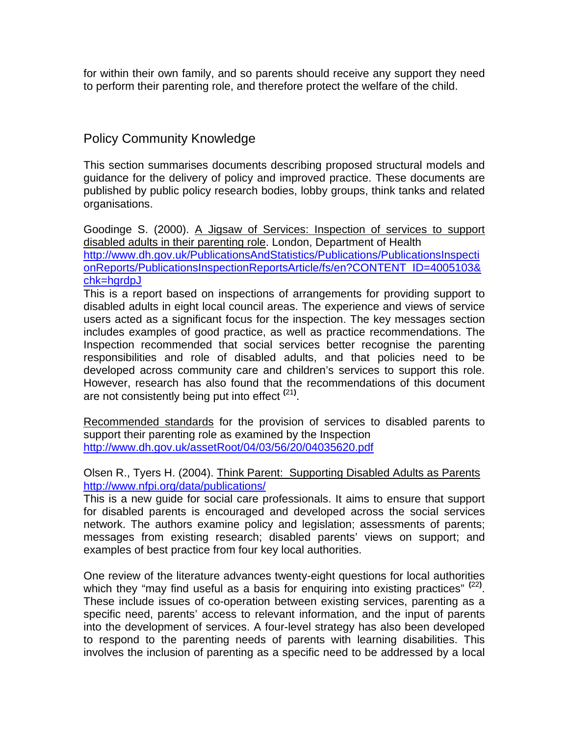for within their own family, and so parents should receive any support they need to perform their parenting role, and therefore protect the welfare of the child.

## Policy Community Knowledge

This section summarises documents describing proposed structural models and guidance for the delivery of policy and improved practice. These documents are published by public policy research bodies, lobby groups, think tanks and related organisations.

Goodinge S. (2000). A Jigsaw of Services: Inspection of services to support disabled adults in their parenting role. London, Department of Health
http://www.dh.gov.uk/PublicationsAndStatistics/Publications/PublicationsInspectionReports/PublicationsInspectionReportsArticle/fs/en?CONTENT_ID=4005103&chk=hgrdpJ
This is a report based on inspections of arrangements for providing support to disabled adults in eight local council areas. The experience and views of service users acted as a significant focus for the inspection. The key messages section includes examples of good practice, as well as practice recommendations. The Inspection recommended that social services better recognise the parenting responsibilities and role of disabled adults, and that policies need to be developed across community care and children's services to support this role. However, research has also found that the recommendations of this document are not consistently being put into effect [21].

Recommended standards for the provision of services to disabled parents to support their parenting role as examined by the Inspection
http://www.dh.gov.uk/assetRoot/04/03/56/20/04035620.pdf

Olsen R., Tyers H. (2004). Think Parent: Supporting Disabled Adults as Parents
http://www.nfpi.org/data/publications/
This is a new guide for social care professionals. It aims to ensure that support for disabled parents is encouraged and developed across the social services network. The authors examine policy and legislation; assessments of parents; messages from existing research; disabled parents' views on support; and examples of best practice from four key local authorities.

One review of the literature advances twenty-eight questions for local authorities which they "may find useful as a basis for enquiring into existing practices" [22]. These include issues of co-operation between existing services, parenting as a specific need, parents' access to relevant information, and the input of parents into the development of services. A four-level strategy has also been developed to respond to the parenting needs of parents with learning disabilities. This involves the inclusion of parenting as a specific need to be addressed by a local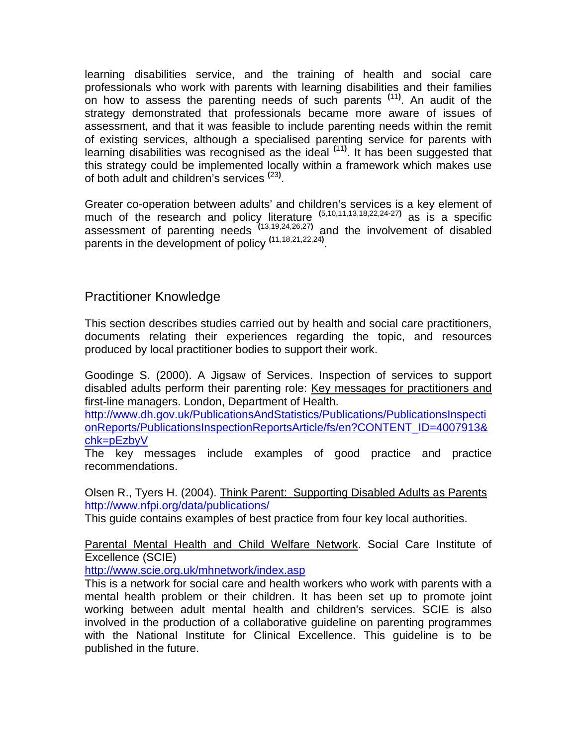learning disabilities service, and the training of health and social care professionals who work with parents with learning disabilities and their families on how to assess the parenting needs of such parents [11]. An audit of the strategy demonstrated that professionals became more aware of issues of assessment, and that it was feasible to include parenting needs within the remit of existing services, although a specialised parenting service for parents with learning disabilities was recognised as the ideal [11]. It has been suggested that this strategy could be implemented locally within a framework which makes use of both adult and children's services [23].

Greater co-operation between adults' and children's services is a key element of much of the research and policy literature [5,10,11,13,18,22,24-27] as is a specific assessment of parenting needs [13,19,24,26,27] and the involvement of disabled parents in the development of policy [11,18,21,22,24].

## Practitioner Knowledge

This section describes studies carried out by health and social care practitioners, documents relating their experiences regarding the topic, and resources produced by local practitioner bodies to support their work.

Goodinge S. (2000). A Jigsaw of Services. Inspection of services to support disabled adults perform their parenting role: Key messages for practitioners and first-line managers. London, Department of Health.
http://www.dh.gov.uk/PublicationsAndStatistics/Publications/PublicationsInspectionReports/PublicationsInspectionReportsArticle/fs/en?CONTENT_ID=4007913&chk=pEzbyV
The key messages include examples of good practice and practice recommendations.

Olsen R., Tyers H. (2004). Think Parent: Supporting Disabled Adults as Parents
http://www.nfpi.org/data/publications/
This guide contains examples of best practice from four key local authorities.

Parental Mental Health and Child Welfare Network. Social Care Institute of Excellence (SCIE)
http://www.scie.org.uk/mhnetwork/index.asp
This is a network for social care and health workers who work with parents with a mental health problem or their children. It has been set up to promote joint working between adult mental health and children's services. SCIE is also involved in the production of a collaborative guideline on parenting programmes with the National Institute for Clinical Excellence. This guideline is to be published in the future.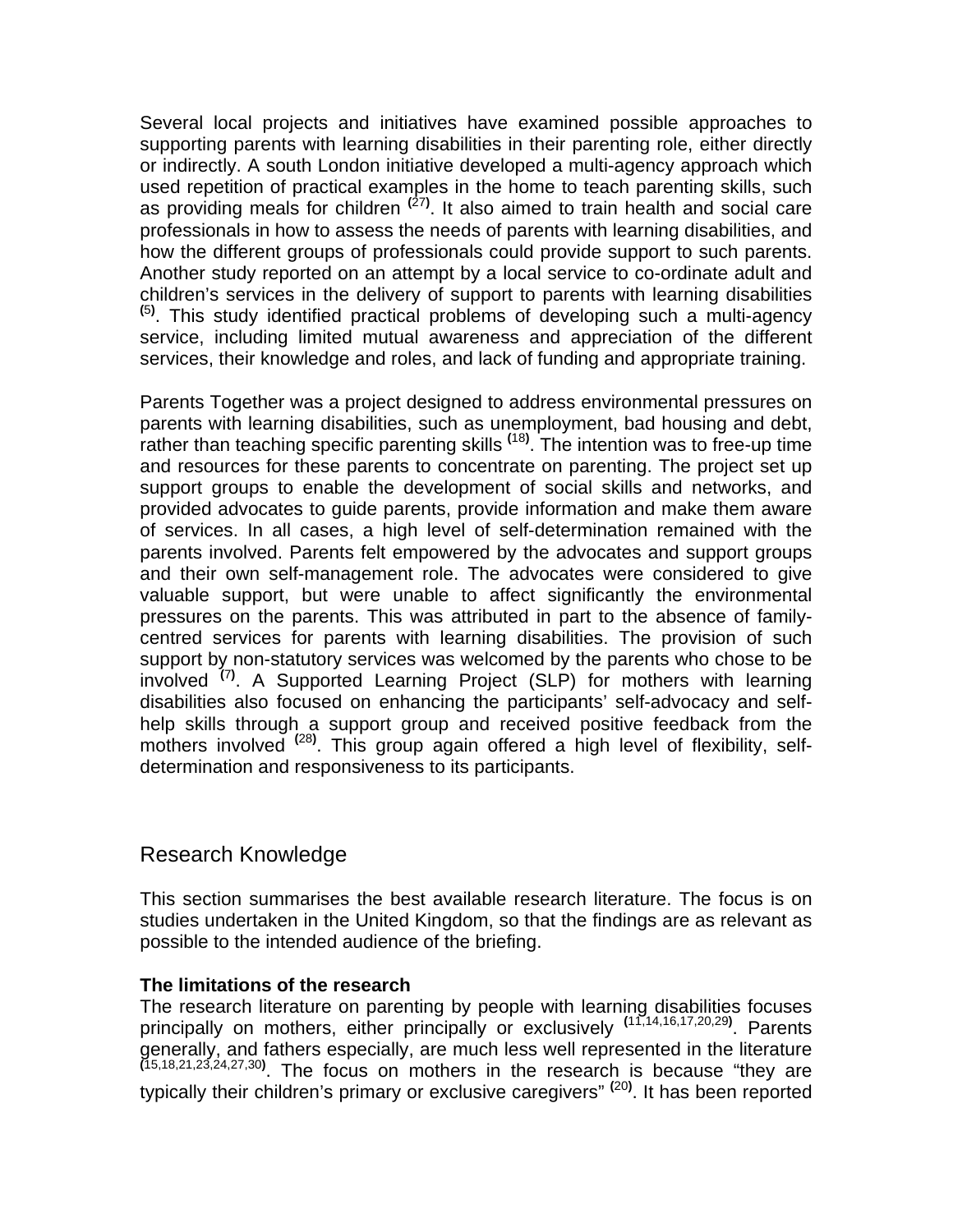Several local projects and initiatives have examined possible approaches to supporting parents with learning disabilities in their parenting role, either directly or indirectly. A south London initiative developed a multi-agency approach which used repetition of practical examples in the home to teach parenting skills, such as providing meals for children [27]. It also aimed to train health and social care professionals in how to assess the needs of parents with learning disabilities, and how the different groups of professionals could provide support to such parents. Another study reported on an attempt by a local service to co-ordinate adult and children's services in the delivery of support to parents with learning disabilities [5]. This study identified practical problems of developing such a multi-agency service, including limited mutual awareness and appreciation of the different services, their knowledge and roles, and lack of funding and appropriate training.

Parents Together was a project designed to address environmental pressures on parents with learning disabilities, such as unemployment, bad housing and debt, rather than teaching specific parenting skills [18]. The intention was to free-up time and resources for these parents to concentrate on parenting. The project set up support groups to enable the development of social skills and networks, and provided advocates to guide parents, provide information and make them aware of services. In all cases, a high level of self-determination remained with the parents involved. Parents felt empowered by the advocates and support groups and their own self-management role. The advocates were considered to give valuable support, but were unable to affect significantly the environmental pressures on the parents. This was attributed in part to the absence of family-centred services for parents with learning disabilities. The provision of such support by non-statutory services was welcomed by the parents who chose to be involved [7]. A Supported Learning Project (SLP) for mothers with learning disabilities also focused on enhancing the participants' self-advocacy and self-help skills through a support group and received positive feedback from the mothers involved [28]. This group again offered a high level of flexibility, self-determination and responsiveness to its participants.

## Research Knowledge

This section summarises the best available research literature. The focus is on studies undertaken in the United Kingdom, so that the findings are as relevant as possible to the intended audience of the briefing.

**The limitations of the research**

The research literature on parenting by people with learning disabilities focuses principally on mothers, either principally or exclusively [11,14,16,17,20,29]. Parents generally, and fathers especially, are much less well represented in the literature [15,18,21,23,24,27,30]. The focus on mothers in the research is because "they are typically their children's primary or exclusive caregivers" [20]. It has been reported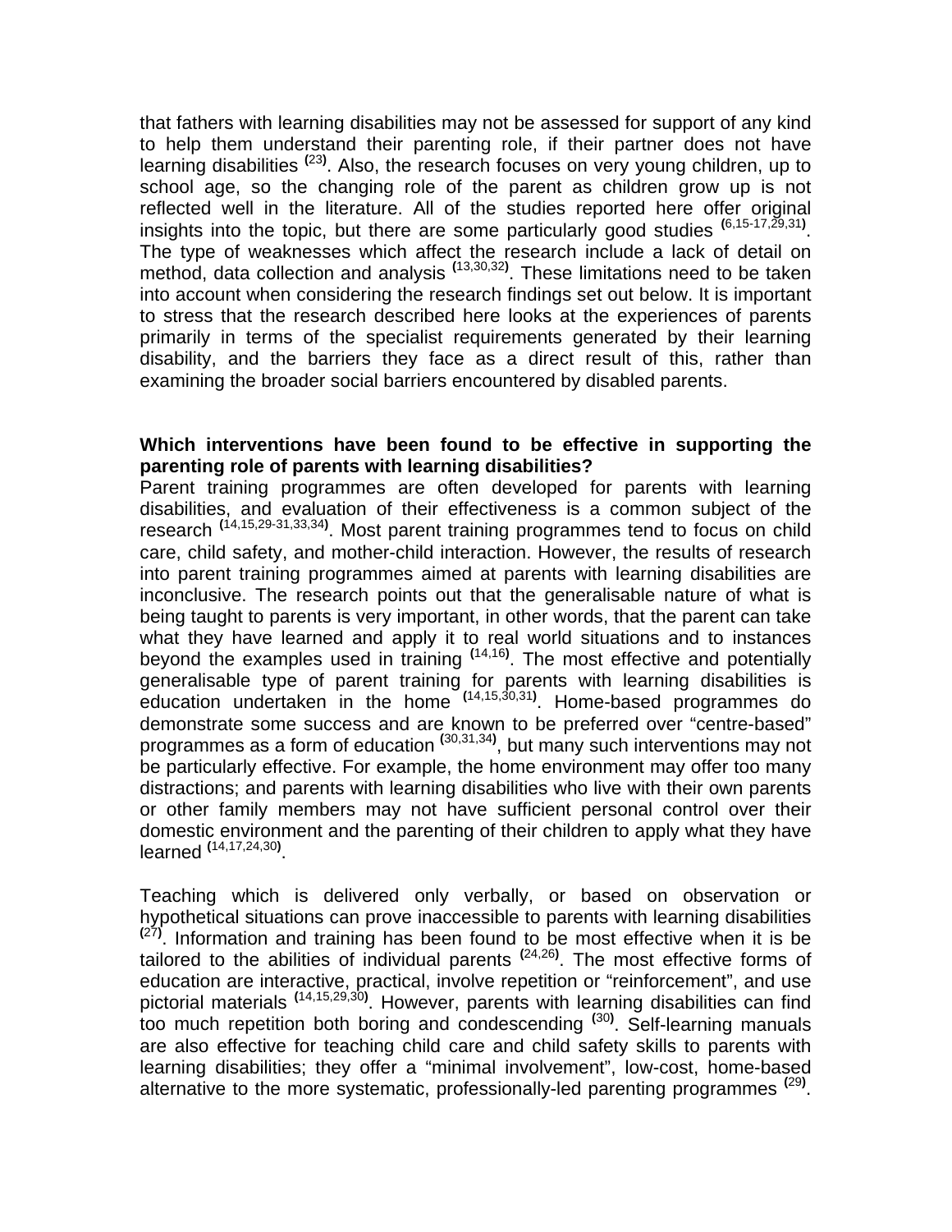that fathers with learning disabilities may not be assessed for support of any kind to help them understand their parenting role, if their partner does not have learning disabilities [23]. Also, the research focuses on very young children, up to school age, so the changing role of the parent as children grow up is not reflected well in the literature. All of the studies reported here offer original insights into the topic, but there are some particularly good studies [6,15-17,29,31]. The type of weaknesses which affect the research include a lack of detail on method, data collection and analysis [13,30,32]. These limitations need to be taken into account when considering the research findings set out below. It is important to stress that the research described here looks at the experiences of parents primarily in terms of the specialist requirements generated by their learning disability, and the barriers they face as a direct result of this, rather than examining the broader social barriers encountered by disabled parents.

**Which interventions have been found to be effective in supporting the parenting role of parents with learning disabilities?**

Parent training programmes are often developed for parents with learning disabilities, and evaluation of their effectiveness is a common subject of the research [14,15,29-31,33,34]. Most parent training programmes tend to focus on child care, child safety, and mother-child interaction. However, the results of research into parent training programmes aimed at parents with learning disabilities are inconclusive. The research points out that the generalisable nature of what is being taught to parents is very important, in other words, that the parent can take what they have learned and apply it to real world situations and to instances beyond the examples used in training [14,16]. The most effective and potentially generalisable type of parent training for parents with learning disabilities is education undertaken in the home [14,15,30,31]. Home-based programmes do demonstrate some success and are known to be preferred over "centre-based" programmes as a form of education [30,31,34], but many such interventions may not be particularly effective. For example, the home environment may offer too many distractions; and parents with learning disabilities who live with their own parents or other family members may not have sufficient personal control over their domestic environment and the parenting of their children to apply what they have learned [14,17,24,30].

Teaching which is delivered only verbally, or based on observation or hypothetical situations can prove inaccessible to parents with learning disabilities [27]. Information and training has been found to be most effective when it is be tailored to the abilities of individual parents [24,26]. The most effective forms of education are interactive, practical, involve repetition or "reinforcement", and use pictorial materials [14,15,29,30]. However, parents with learning disabilities can find too much repetition both boring and condescending [30]. Self-learning manuals are also effective for teaching child care and child safety skills to parents with learning disabilities; they offer a "minimal involvement", low-cost, home-based alternative to the more systematic, professionally-led parenting programmes [29].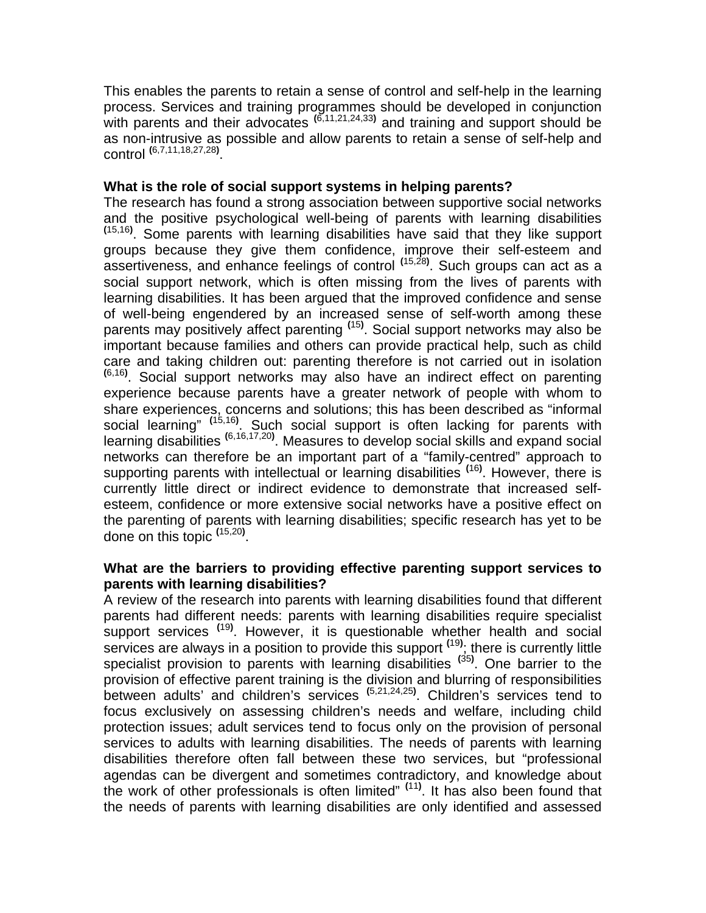This enables the parents to retain a sense of control and self-help in the learning process. Services and training programmes should be developed in conjunction with parents and their advocates [6,11,21,24,33] and training and support should be as non-intrusive as possible and allow parents to retain a sense of self-help and control [6,7,11,18,27,28].

**What is the role of social support systems in helping parents?**

The research has found a strong association between supportive social networks and the positive psychological well-being of parents with learning disabilities [15,16]. Some parents with learning disabilities have said that they like support groups because they give them confidence, improve their self-esteem and assertiveness, and enhance feelings of control [15,28]. Such groups can act as a social support network, which is often missing from the lives of parents with learning disabilities. It has been argued that the improved confidence and sense of well-being engendered by an increased sense of self-worth among these parents may positively affect parenting [15]. Social support networks may also be important because families and others can provide practical help, such as child care and taking children out: parenting therefore is not carried out in isolation [6,16]. Social support networks may also have an indirect effect on parenting experience because parents have a greater network of people with whom to share experiences, concerns and solutions; this has been described as "informal social learning" [15,16]. Such social support is often lacking for parents with learning disabilities [6,16,17,20]. Measures to develop social skills and expand social networks can therefore be an important part of a "family-centred" approach to supporting parents with intellectual or learning disabilities [16]. However, there is currently little direct or indirect evidence to demonstrate that increased self-esteem, confidence or more extensive social networks have a positive effect on the parenting of parents with learning disabilities; specific research has yet to be done on this topic [15,20].

**What are the barriers to providing effective parenting support services to parents with learning disabilities?**

A review of the research into parents with learning disabilities found that different parents had different needs: parents with learning disabilities require specialist support services [19]. However, it is questionable whether health and social services are always in a position to provide this support [19]; there is currently little specialist provision to parents with learning disabilities [35]. One barrier to the provision of effective parent training is the division and blurring of responsibilities between adults' and children's services [5,21,24,25]. Children's services tend to focus exclusively on assessing children's needs and welfare, including child protection issues; adult services tend to focus only on the provision of personal services to adults with learning disabilities. The needs of parents with learning disabilities therefore often fall between these two services, but "professional agendas can be divergent and sometimes contradictory, and knowledge about the work of other professionals is often limited" [11]. It has also been found that the needs of parents with learning disabilities are only identified and assessed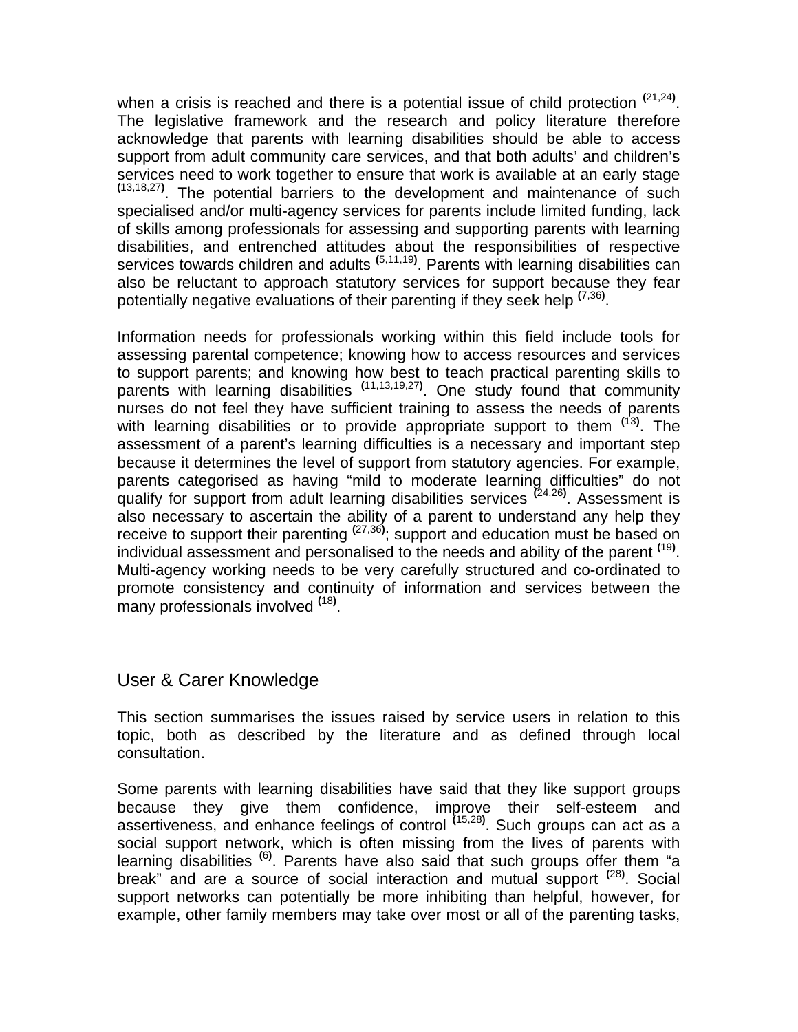when a crisis is reached and there is a potential issue of child protection [21,24]. The legislative framework and the research and policy literature therefore acknowledge that parents with learning disabilities should be able to access support from adult community care services, and that both adults' and children's services need to work together to ensure that work is available at an early stage [13,18,27]. The potential barriers to the development and maintenance of such specialised and/or multi-agency services for parents include limited funding, lack of skills among professionals for assessing and supporting parents with learning disabilities, and entrenched attitudes about the responsibilities of respective services towards children and adults [5,11,19]. Parents with learning disabilities can also be reluctant to approach statutory services for support because they fear potentially negative evaluations of their parenting if they seek help [7,36].

Information needs for professionals working within this field include tools for assessing parental competence; knowing how to access resources and services to support parents; and knowing how best to teach practical parenting skills to parents with learning disabilities [11,13,19,27]. One study found that community nurses do not feel they have sufficient training to assess the needs of parents with learning disabilities or to provide appropriate support to them [13]. The assessment of a parent's learning difficulties is a necessary and important step because it determines the level of support from statutory agencies. For example, parents categorised as having "mild to moderate learning difficulties" do not qualify for support from adult learning disabilities services [24,26]. Assessment is also necessary to ascertain the ability of a parent to understand any help they receive to support their parenting [27,36]; support and education must be based on individual assessment and personalised to the needs and ability of the parent [19]. Multi-agency working needs to be very carefully structured and co-ordinated to promote consistency and continuity of information and services between the many professionals involved [18].

## User & Carer Knowledge

This section summarises the issues raised by service users in relation to this topic, both as described by the literature and as defined through local consultation.

Some parents with learning disabilities have said that they like support groups because they give them confidence, improve their self-esteem and assertiveness, and enhance feelings of control [15,28]. Such groups can act as a social support network, which is often missing from the lives of parents with learning disabilities [6]. Parents have also said that such groups offer them "a break" and are a source of social interaction and mutual support [28]. Social support networks can potentially be more inhibiting than helpful, however, for example, other family members may take over most or all of the parenting tasks,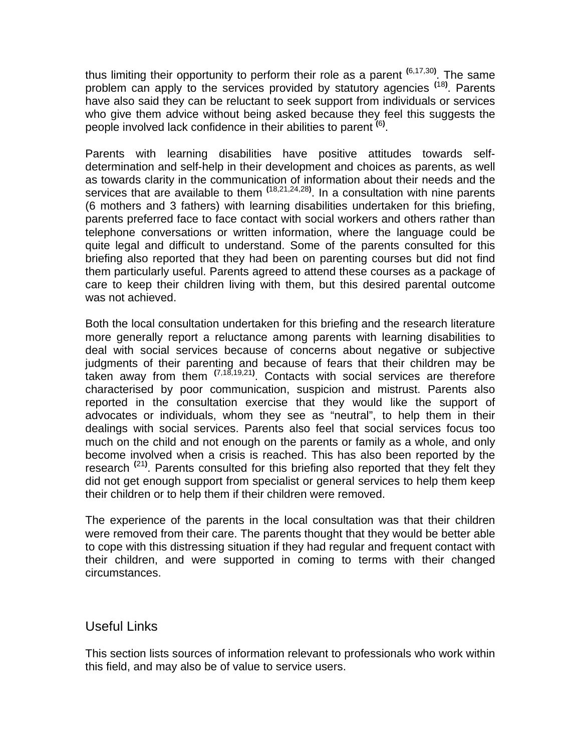thus limiting their opportunity to perform their role as a parent [6,17,30]. The same problem can apply to the services provided by statutory agencies [18]. Parents have also said they can be reluctant to seek support from individuals or services who give them advice without being asked because they feel this suggests the people involved lack confidence in their abilities to parent [6].

Parents with learning disabilities have positive attitudes towards self-determination and self-help in their development and choices as parents, as well as towards clarity in the communication of information about their needs and the services that are available to them [18,21,24,28]. In a consultation with nine parents (6 mothers and 3 fathers) with learning disabilities undertaken for this briefing, parents preferred face to face contact with social workers and others rather than telephone conversations or written information, where the language could be quite legal and difficult to understand. Some of the parents consulted for this briefing also reported that they had been on parenting courses but did not find them particularly useful. Parents agreed to attend these courses as a package of care to keep their children living with them, but this desired parental outcome was not achieved.

Both the local consultation undertaken for this briefing and the research literature more generally report a reluctance among parents with learning disabilities to deal with social services because of concerns about negative or subjective judgments of their parenting and because of fears that their children may be taken away from them [7,18,19,21]. Contacts with social services are therefore characterised by poor communication, suspicion and mistrust. Parents also reported in the consultation exercise that they would like the support of advocates or individuals, whom they see as “neutral”, to help them in their dealings with social services. Parents also feel that social services focus too much on the child and not enough on the parents or family as a whole, and only become involved when a crisis is reached. This has also been reported by the research [21]. Parents consulted for this briefing also reported that they felt they did not get enough support from specialist or general services to help them keep their children or to help them if their children were removed.

The experience of the parents in the local consultation was that their children were removed from their care. The parents thought that they would be better able to cope with this distressing situation if they had regular and frequent contact with their children, and were supported in coming to terms with their changed circumstances.

## Useful Links

This section lists sources of information relevant to professionals who work within this field, and may also be of value to service users.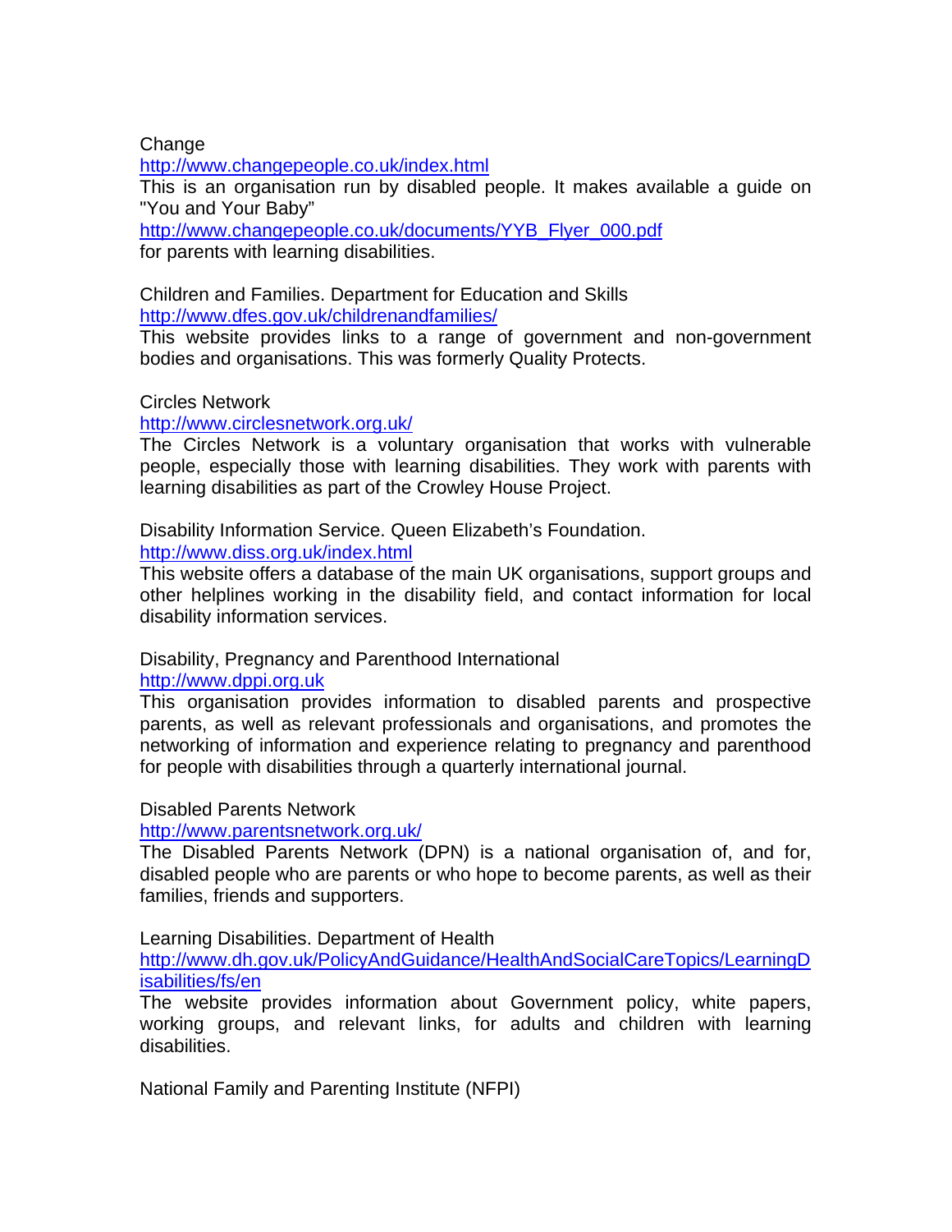Change

http://www.changepeople.co.uk/index.html

This is an organisation run by disabled people. It makes available a guide on "You and Your Baby"

http://www.changepeople.co.uk/documents/YYB_Flyer_000.pdf

for parents with learning disabilities.

Children and Families. Department for Education and Skills

http://www.dfes.gov.uk/childrenandfamilies/

This website provides links to a range of government and non-government bodies and organisations. This was formerly Quality Protects.

Circles Network

http://www.circlesnetwork.org.uk/

The Circles Network is a voluntary organisation that works with vulnerable people, especially those with learning disabilities. They work with parents with learning disabilities as part of the Crowley House Project.

Disability Information Service. Queen Elizabeth's Foundation.

http://www.diss.org.uk/index.html

This website offers a database of the main UK organisations, support groups and other helplines working in the disability field, and contact information for local disability information services.

Disability, Pregnancy and Parenthood International

http://www.dppi.org.uk

This organisation provides information to disabled parents and prospective parents, as well as relevant professionals and organisations, and promotes the networking of information and experience relating to pregnancy and parenthood for people with disabilities through a quarterly international journal.

Disabled Parents Network

http://www.parentsnetwork.org.uk/

The Disabled Parents Network (DPN) is a national organisation of, and for, disabled people who are parents or who hope to become parents, as well as their families, friends and supporters.

Learning Disabilities. Department of Health

http://www.dh.gov.uk/PolicyAndGuidance/HealthAndSocialCareTopics/LearningDisabilities/fs/en

The website provides information about Government policy, white papers, working groups, and relevant links, for adults and children with learning disabilities.

National Family and Parenting Institute (NFPI)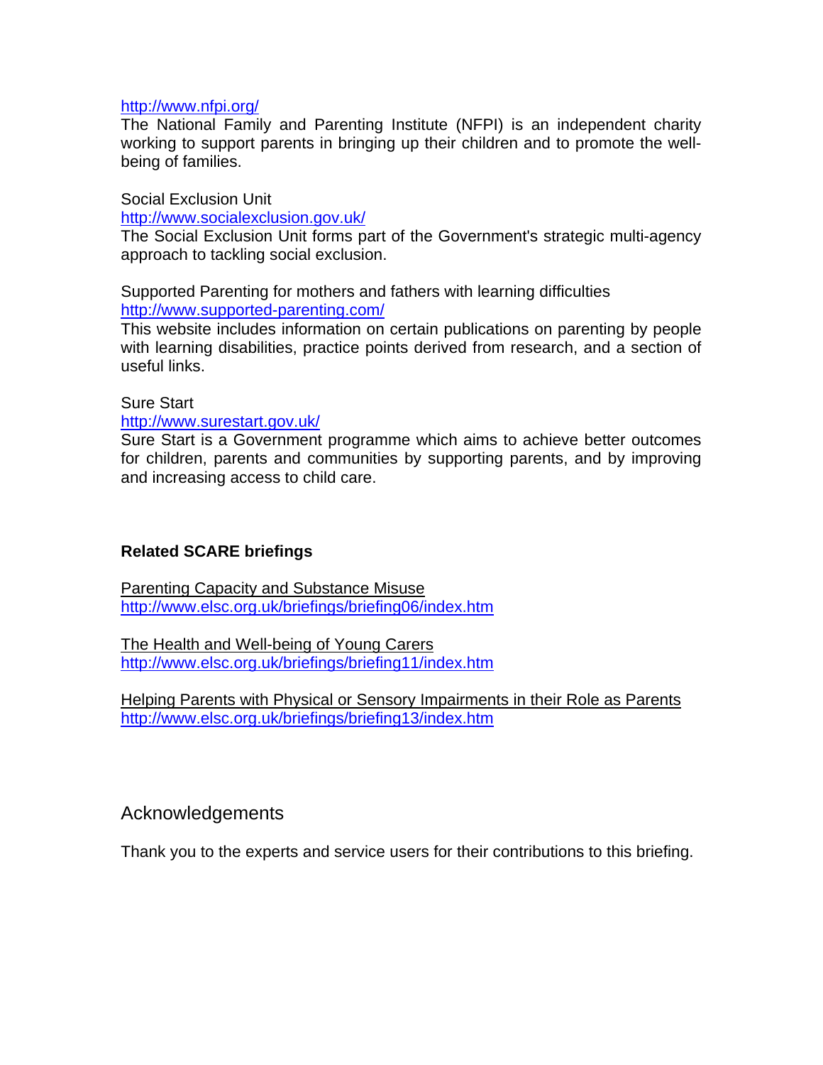http://www.nfpi.org/
The National Family and Parenting Institute (NFPI) is an independent charity working to support parents in bringing up their children and to promote the well-being of families.

Social Exclusion Unit
http://www.socialexclusion.gov.uk/
The Social Exclusion Unit forms part of the Government's strategic multi-agency approach to tackling social exclusion.

Supported Parenting for mothers and fathers with learning difficulties
http://www.supported-parenting.com/
This website includes information on certain publications on parenting by people with learning disabilities, practice points derived from research, and a section of useful links.

Sure Start
http://www.surestart.gov.uk/
Sure Start is a Government programme which aims to achieve better outcomes for children, parents and communities by supporting parents, and by improving and increasing access to child care.

**Related SCARE briefings**

Parenting Capacity and Substance Misuse
http://www.elsc.org.uk/briefings/briefing06/index.htm

The Health and Well-being of Young Carers
http://www.elsc.org.uk/briefings/briefing11/index.htm

Helping Parents with Physical or Sensory Impairments in their Role as Parents
http://www.elsc.org.uk/briefings/briefing13/index.htm

## Acknowledgements

Thank you to the experts and service users for their contributions to this briefing.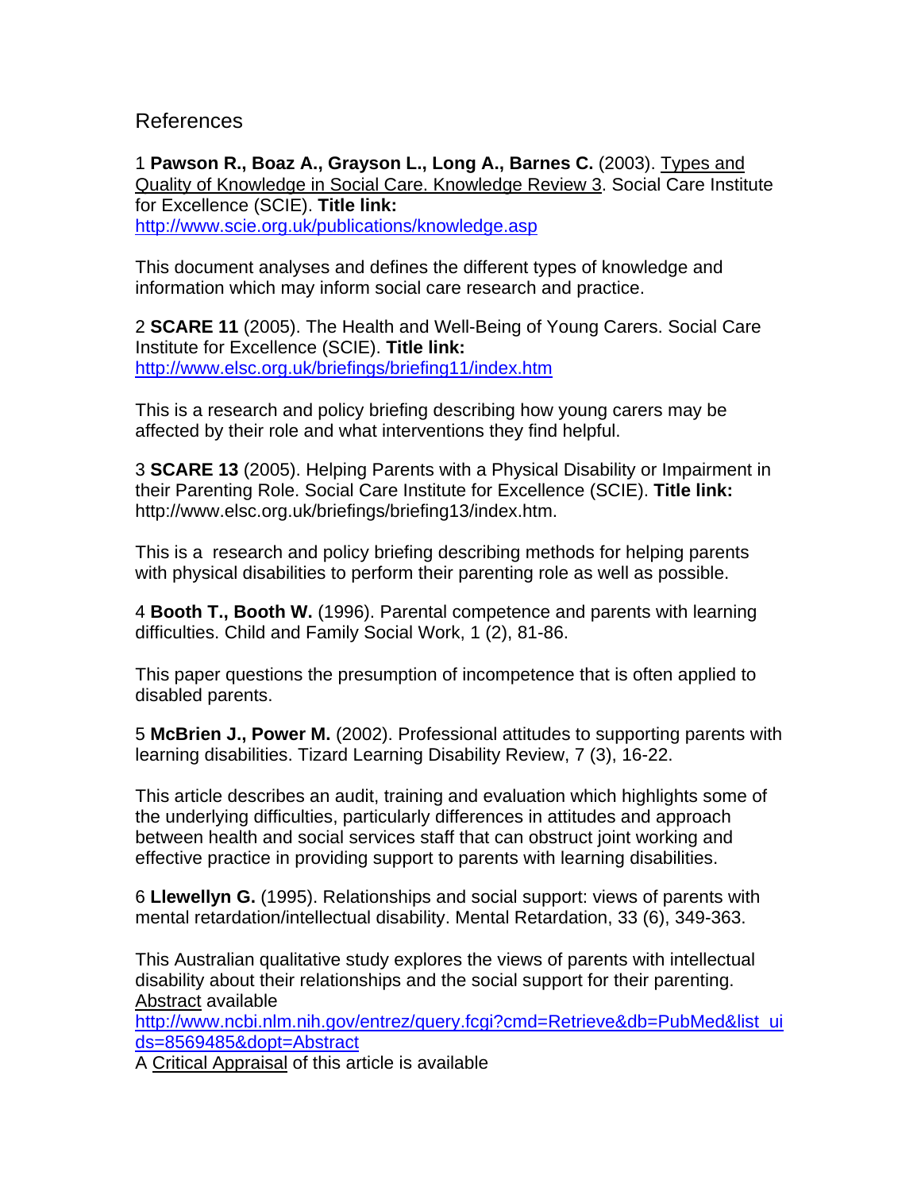## References

1 **Pawson R., Boaz A., Grayson L., Long A., Barnes C.** (2003). Types and Quality of Knowledge in Social Care. Knowledge Review 3. Social Care Institute for Excellence (SCIE). **Title link:** http://www.scie.org.uk/publications/knowledge.asp

This document analyses and defines the different types of knowledge and information which may inform social care research and practice.

2 **SCARE 11** (2005). The Health and Well-Being of Young Carers. Social Care Institute for Excellence (SCIE). **Title link:** http://www.elsc.org.uk/briefings/briefing11/index.htm

This is a research and policy briefing describing how young carers may be affected by their role and what interventions they find helpful.

3 **SCARE 13** (2005). Helping Parents with a Physical Disability or Impairment in their Parenting Role. Social Care Institute for Excellence (SCIE). **Title link:** http://www.elsc.org.uk/briefings/briefing13/index.htm.

This is a research and policy briefing describing methods for helping parents with physical disabilities to perform their parenting role as well as possible.

4 **Booth T., Booth W.** (1996). Parental competence and parents with learning difficulties. Child and Family Social Work, 1 (2), 81-86.

This paper questions the presumption of incompetence that is often applied to disabled parents.

5 **McBrien J., Power M.** (2002). Professional attitudes to supporting parents with learning disabilities. Tizard Learning Disability Review, 7 (3), 16-22.

This article describes an audit, training and evaluation which highlights some of the underlying difficulties, particularly differences in attitudes and approach between health and social services staff that can obstruct joint working and effective practice in providing support to parents with learning disabilities.

6 **Llewellyn G.** (1995). Relationships and social support: views of parents with mental retardation/intellectual disability. Mental Retardation, 33 (6), 349-363.

This Australian qualitative study explores the views of parents with intellectual disability about their relationships and the social support for their parenting. Abstract available
http://www.ncbi.nlm.nih.gov/entrez/query.fcgi?cmd=Retrieve&db=PubMed&list_uids=8569485&dopt=Abstract
A Critical Appraisal of this article is available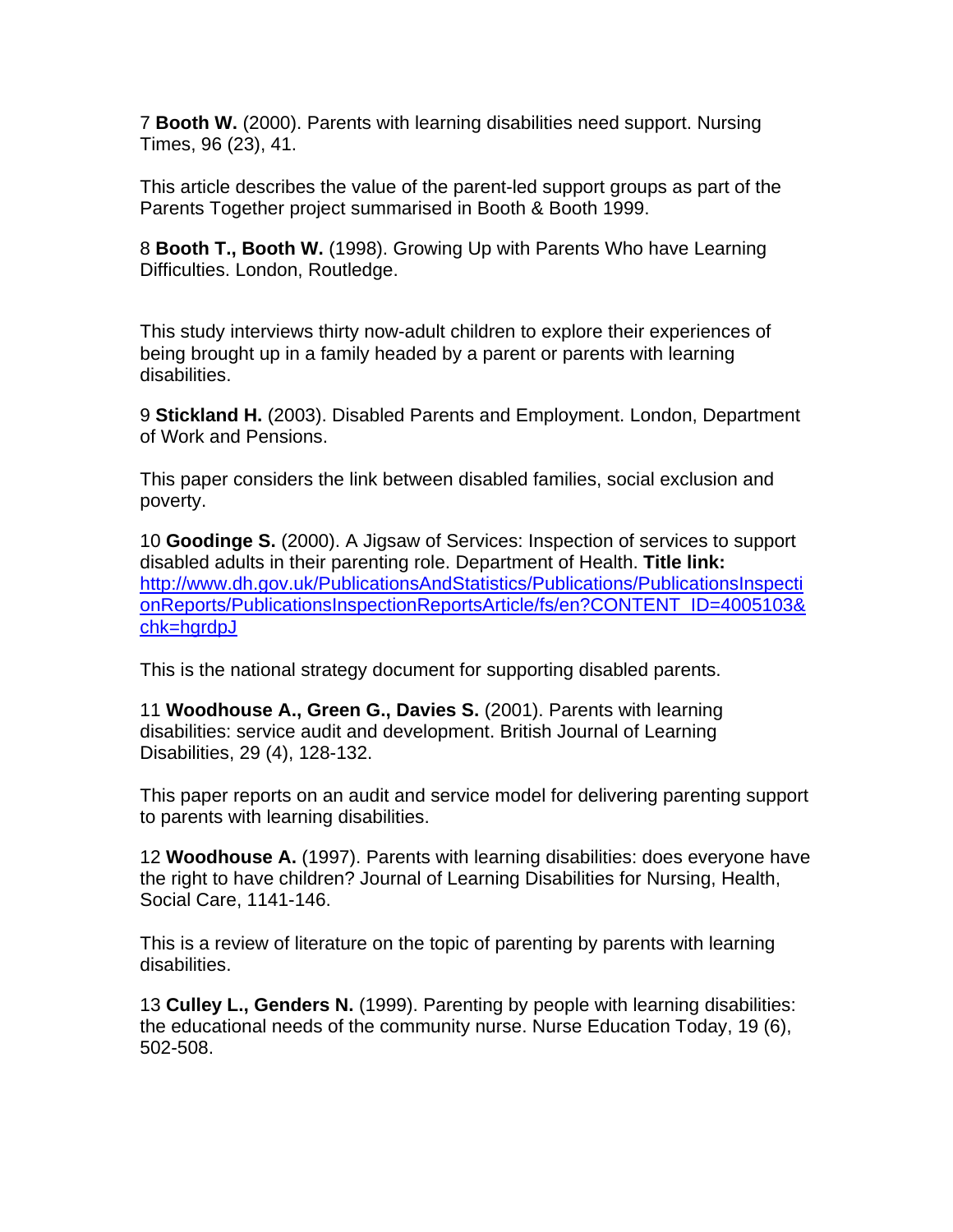7 **Booth W.** (2000). Parents with learning disabilities need support. Nursing Times, 96 (23), 41.

This article describes the value of the parent-led support groups as part of the Parents Together project summarised in Booth & Booth 1999.

8 **Booth T., Booth W.** (1998). Growing Up with Parents Who have Learning Difficulties. London, Routledge.

This study interviews thirty now-adult children to explore their experiences of being brought up in a family headed by a parent or parents with learning disabilities.

9 **Stickland H.** (2003). Disabled Parents and Employment. London, Department of Work and Pensions.

This paper considers the link between disabled families, social exclusion and poverty.

10 **Goodinge S.** (2000). A Jigsaw of Services: Inspection of services to support disabled adults in their parenting role. Department of Health. **Title link:** http://www.dh.gov.uk/PublicationsAndStatistics/Publications/PublicationsInspectionReports/PublicationsInspectionReportsArticle/fs/en?CONTENT_ID=4005103&chk=hgrdpJ

This is the national strategy document for supporting disabled parents.

11 **Woodhouse A., Green G., Davies S.** (2001). Parents with learning disabilities: service audit and development. British Journal of Learning Disabilities, 29 (4), 128-132.

This paper reports on an audit and service model for delivering parenting support to parents with learning disabilities.

12 **Woodhouse A.** (1997). Parents with learning disabilities: does everyone have the right to have children? Journal of Learning Disabilities for Nursing, Health, Social Care, 1141-146.

This is a review of literature on the topic of parenting by parents with learning disabilities.

13 **Culley L., Genders N.** (1999). Parenting by people with learning disabilities: the educational needs of the community nurse. Nurse Education Today, 19 (6), 502-508.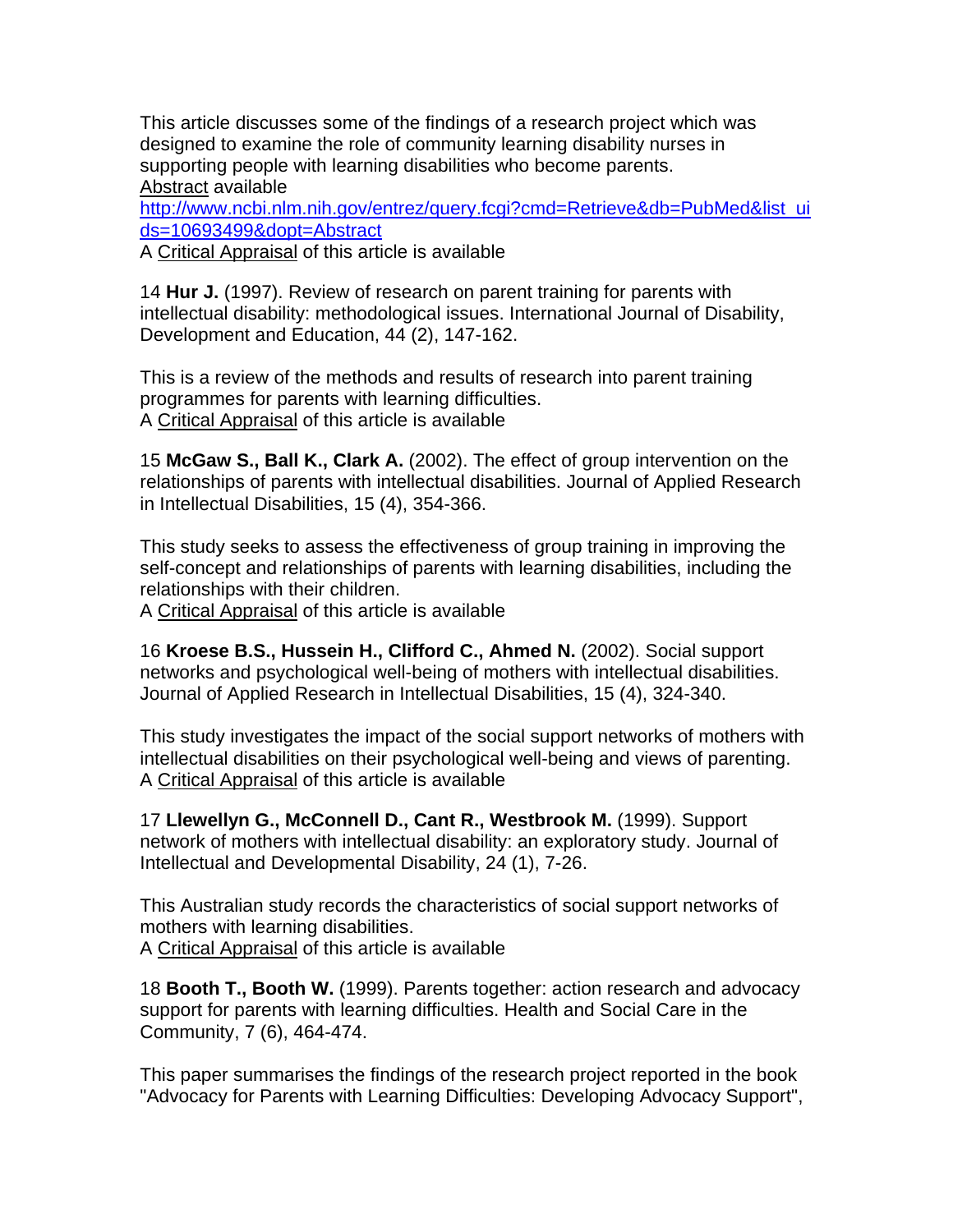This article discusses some of the findings of a research project which was designed to examine the role of community learning disability nurses in supporting people with learning disabilities who become parents.
Abstract available
http://www.ncbi.nlm.nih.gov/entrez/query.fcgi?cmd=Retrieve&db=PubMed&list_uids=10693499&dopt=Abstract
A Critical Appraisal of this article is available

14 **Hur J.** (1997). Review of research on parent training for parents with intellectual disability: methodological issues. International Journal of Disability, Development and Education, 44 (2), 147-162.

This is a review of the methods and results of research into parent training programmes for parents with learning difficulties.
A Critical Appraisal of this article is available

15 **McGaw S., Ball K., Clark A.** (2002). The effect of group intervention on the relationships of parents with intellectual disabilities. Journal of Applied Research in Intellectual Disabilities, 15 (4), 354-366.

This study seeks to assess the effectiveness of group training in improving the self-concept and relationships of parents with learning disabilities, including the relationships with their children.
A Critical Appraisal of this article is available

16 **Kroese B.S., Hussein H., Clifford C., Ahmed N.** (2002). Social support networks and psychological well-being of mothers with intellectual disabilities. Journal of Applied Research in Intellectual Disabilities, 15 (4), 324-340.

This study investigates the impact of the social support networks of mothers with intellectual disabilities on their psychological well-being and views of parenting.
A Critical Appraisal of this article is available

17 **Llewellyn G., McConnell D., Cant R., Westbrook M.** (1999). Support network of mothers with intellectual disability: an exploratory study. Journal of Intellectual and Developmental Disability, 24 (1), 7-26.

This Australian study records the characteristics of social support networks of mothers with learning disabilities.
A Critical Appraisal of this article is available

18 **Booth T., Booth W.** (1999). Parents together: action research and advocacy support for parents with learning difficulties. Health and Social Care in the Community, 7 (6), 464-474.

This paper summarises the findings of the research project reported in the book "Advocacy for Parents with Learning Difficulties: Developing Advocacy Support",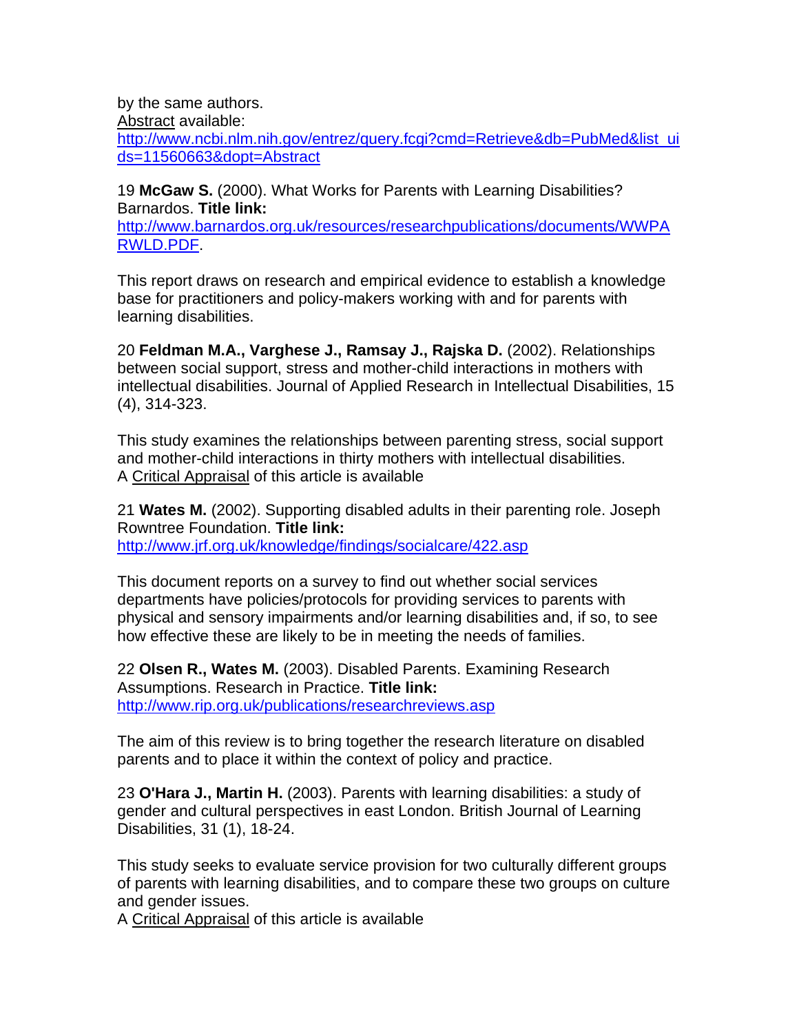by the same authors.
Abstract available:
http://www.ncbi.nlm.nih.gov/entrez/query.fcgi?cmd=Retrieve&db=PubMed&list_uids=11560663&dopt=Abstract

19 **McGaw S.** (2000). What Works for Parents with Learning Disabilities? Barnardos. **Title link:**
http://www.barnardos.org.uk/resources/researchpublications/documents/WWPARWLD.PDF.

This report draws on research and empirical evidence to establish a knowledge base for practitioners and policy-makers working with and for parents with learning disabilities.

20 **Feldman M.A., Varghese J., Ramsay J., Rajska D.** (2002). Relationships between social support, stress and mother-child interactions in mothers with intellectual disabilities. Journal of Applied Research in Intellectual Disabilities, 15 (4), 314-323.

This study examines the relationships between parenting stress, social support and mother-child interactions in thirty mothers with intellectual disabilities.
A Critical Appraisal of this article is available

21 **Wates M.** (2002). Supporting disabled adults in their parenting role. Joseph Rowntree Foundation. **Title link:**
http://www.jrf.org.uk/knowledge/findings/socialcare/422.asp

This document reports on a survey to find out whether social services departments have policies/protocols for providing services to parents with physical and sensory impairments and/or learning disabilities and, if so, to see how effective these are likely to be in meeting the needs of families.

22 **Olsen R., Wates M.** (2003). Disabled Parents. Examining Research Assumptions. Research in Practice. **Title link:**
http://www.rip.org.uk/publications/researchreviews.asp

The aim of this review is to bring together the research literature on disabled parents and to place it within the context of policy and practice.

23 **O'Hara J., Martin H.** (2003). Parents with learning disabilities: a study of gender and cultural perspectives in east London. British Journal of Learning Disabilities, 31 (1), 18-24.

This study seeks to evaluate service provision for two culturally different groups of parents with learning disabilities, and to compare these two groups on culture and gender issues.
A Critical Appraisal of this article is available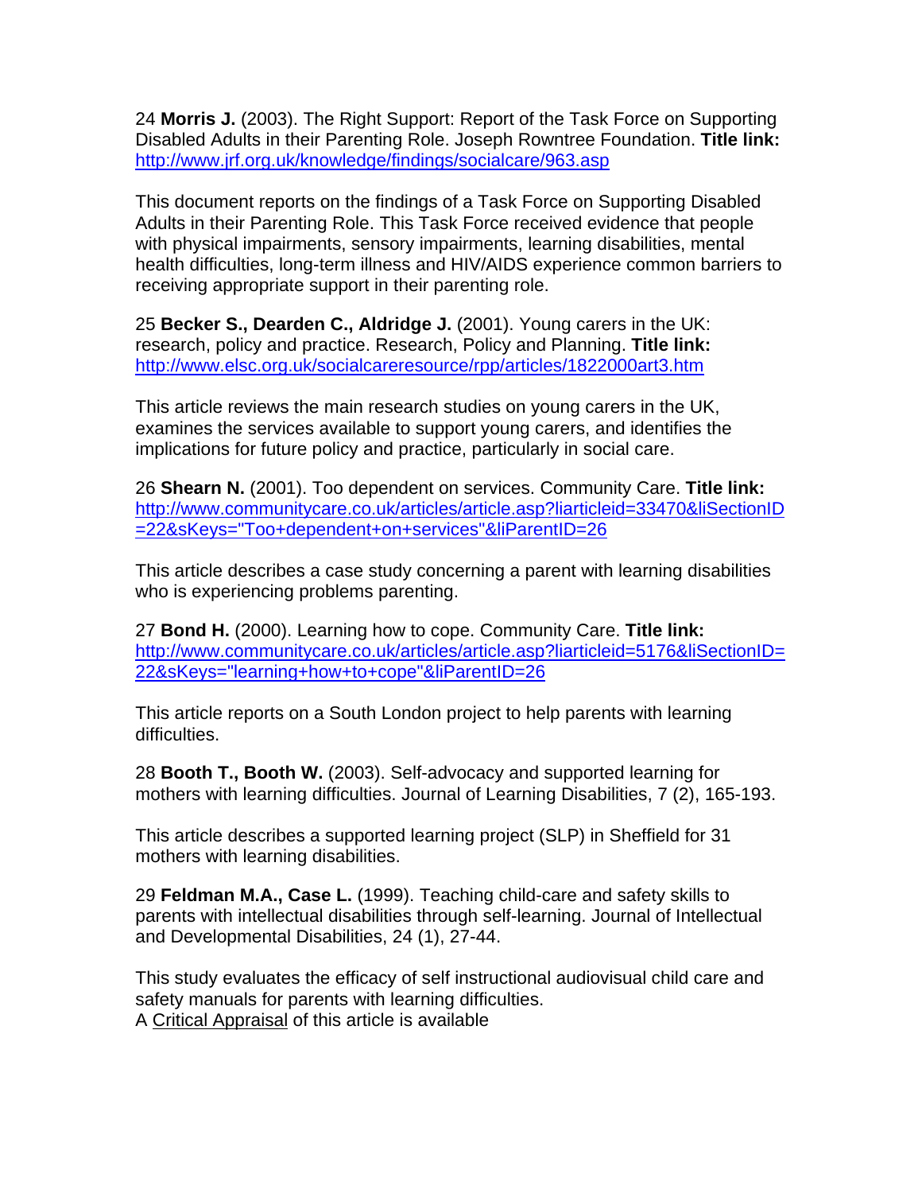24 **Morris J.** (2003). The Right Support: Report of the Task Force on Supporting Disabled Adults in their Parenting Role. Joseph Rowntree Foundation. **Title link:** http://www.jrf.org.uk/knowledge/findings/socialcare/963.asp

This document reports on the findings of a Task Force on Supporting Disabled Adults in their Parenting Role. This Task Force received evidence that people with physical impairments, sensory impairments, learning disabilities, mental health difficulties, long-term illness and HIV/AIDS experience common barriers to receiving appropriate support in their parenting role.

25 **Becker S., Dearden C., Aldridge J.** (2001). Young carers in the UK: research, policy and practice. Research, Policy and Planning. **Title link:** http://www.elsc.org.uk/socialcareresource/rpp/articles/1822000art3.htm

This article reviews the main research studies on young carers in the UK, examines the services available to support young carers, and identifies the implications for future policy and practice, particularly in social care.

26 **Shearn N.** (2001). Too dependent on services. Community Care. **Title link:** http://www.communitycare.co.uk/articles/article.asp?liarticleid=33470&liSectionID=22&sKeys="Too+dependent+on+services"&liParentID=26

This article describes a case study concerning a parent with learning disabilities who is experiencing problems parenting.

27 **Bond H.** (2000). Learning how to cope. Community Care. **Title link:** http://www.communitycare.co.uk/articles/article.asp?liarticleid=5176&liSectionID=22&sKeys="learning+how+to+cope"&liParentID=26

This article reports on a South London project to help parents with learning difficulties.

28 **Booth T., Booth W.** (2003). Self-advocacy and supported learning for mothers with learning difficulties. Journal of Learning Disabilities, 7 (2), 165-193.

This article describes a supported learning project (SLP) in Sheffield for 31 mothers with learning disabilities.

29 **Feldman M.A., Case L.** (1999). Teaching child-care and safety skills to parents with intellectual disabilities through self-learning. Journal of Intellectual and Developmental Disabilities, 24 (1), 27-44.

This study evaluates the efficacy of self instructional audiovisual child care and safety manuals for parents with learning difficulties.
A Critical Appraisal of this article is available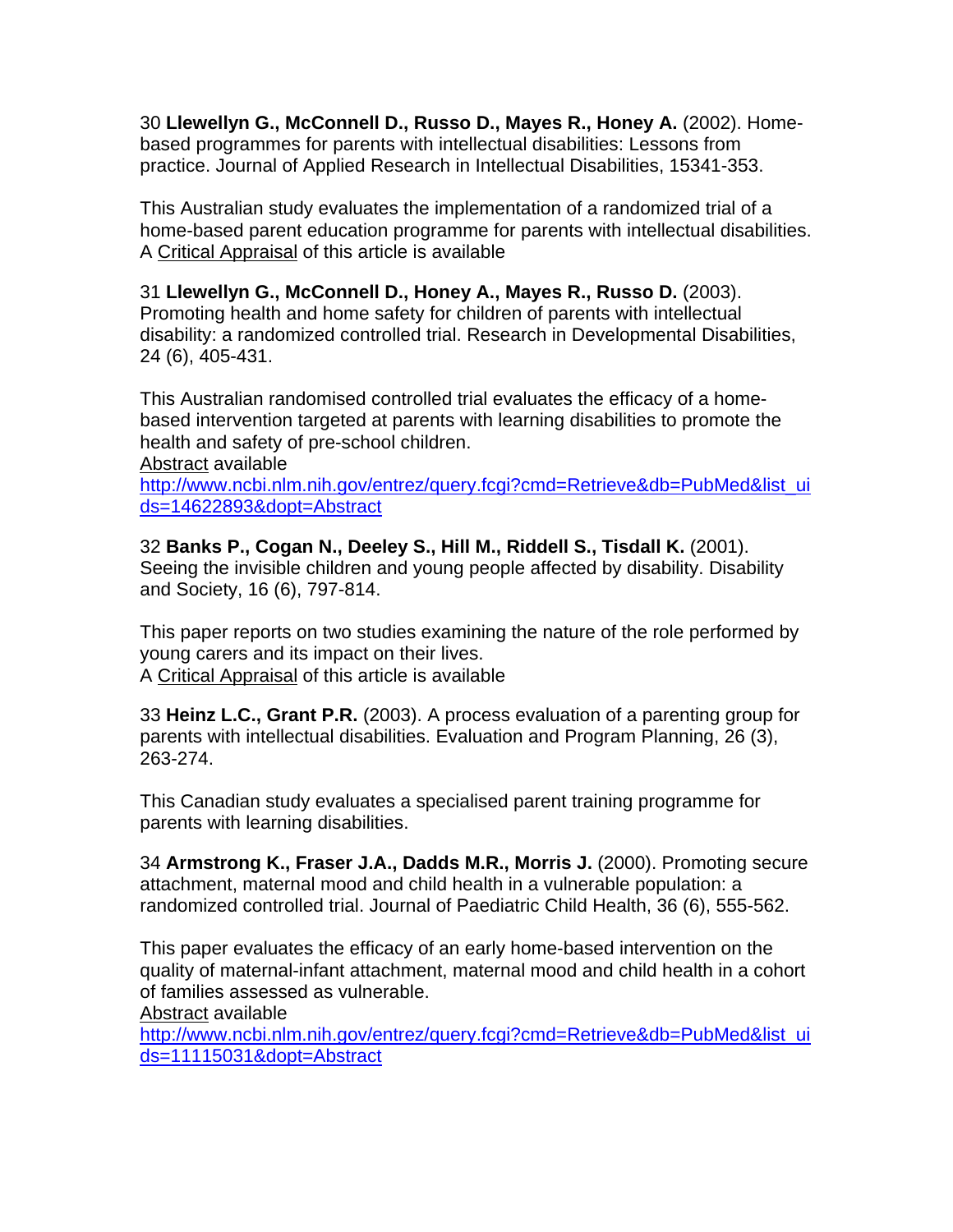30 **Llewellyn G., McConnell D., Russo D., Mayes R., Honey A.** (2002). Home-based programmes for parents with intellectual disabilities: Lessons from practice. Journal of Applied Research in Intellectual Disabilities, 15341-353.

This Australian study evaluates the implementation of a randomized trial of a home-based parent education programme for parents with intellectual disabilities. A Critical Appraisal of this article is available

31 **Llewellyn G., McConnell D., Honey A., Mayes R., Russo D.** (2003). Promoting health and home safety for children of parents with intellectual disability: a randomized controlled trial. Research in Developmental Disabilities, 24 (6), 405-431.

This Australian randomised controlled trial evaluates the efficacy of a home-based intervention targeted at parents with learning disabilities to promote the health and safety of pre-school children.
Abstract available
http://www.ncbi.nlm.nih.gov/entrez/query.fcgi?cmd=Retrieve&db=PubMed&list_uids=14622893&dopt=Abstract

32 **Banks P., Cogan N., Deeley S., Hill M., Riddell S., Tisdall K.** (2001). Seeing the invisible children and young people affected by disability. Disability and Society, 16 (6), 797-814.

This paper reports on two studies examining the nature of the role performed by young carers and its impact on their lives.
A Critical Appraisal of this article is available

33 **Heinz L.C., Grant P.R.** (2003). A process evaluation of a parenting group for parents with intellectual disabilities. Evaluation and Program Planning, 26 (3), 263-274.

This Canadian study evaluates a specialised parent training programme for parents with learning disabilities.

34 **Armstrong K., Fraser J.A., Dadds M.R., Morris J.** (2000). Promoting secure attachment, maternal mood and child health in a vulnerable population: a randomized controlled trial. Journal of Paediatric Child Health, 36 (6), 555-562.

This paper evaluates the efficacy of an early home-based intervention on the quality of maternal-infant attachment, maternal mood and child health in a cohort of families assessed as vulnerable.
Abstract available
http://www.ncbi.nlm.nih.gov/entrez/query.fcgi?cmd=Retrieve&db=PubMed&list_uids=11115031&dopt=Abstract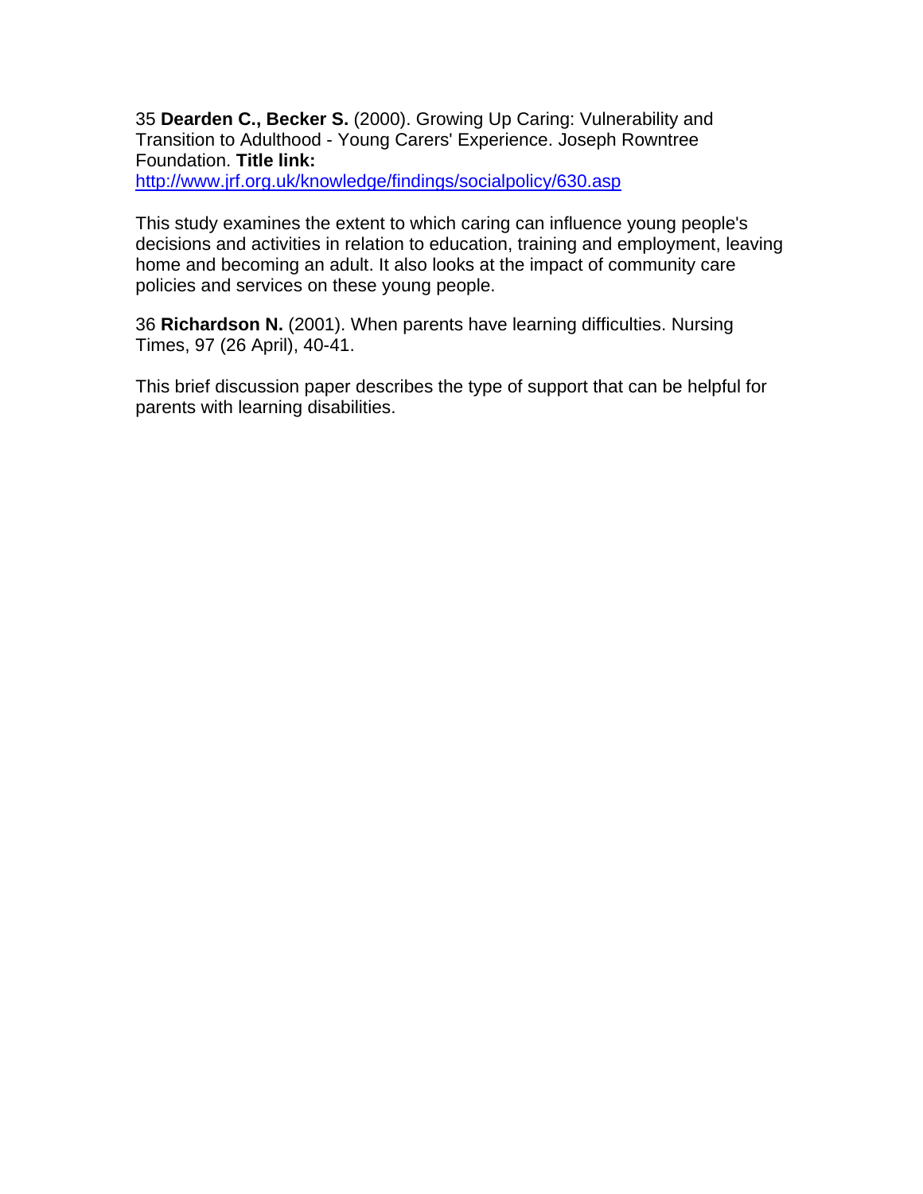35 **Dearden C., Becker S.** (2000). Growing Up Caring: Vulnerability and Transition to Adulthood - Young Carers' Experience. Joseph Rowntree Foundation. **Title link:** [http://www.jrf.org.uk/knowledge/findings/socialpolicy/630.asp](http://www.jrf.org.uk/knowledge/findings/socialpolicy/630.asp)

This study examines the extent to which caring can influence young people's decisions and activities in relation to education, training and employment, leaving home and becoming an adult. It also looks at the impact of community care policies and services on these young people.

36 **Richardson N.** (2001). When parents have learning difficulties. Nursing Times, 97 (26 April), 40-41.

This brief discussion paper describes the type of support that can be helpful for parents with learning disabilities.